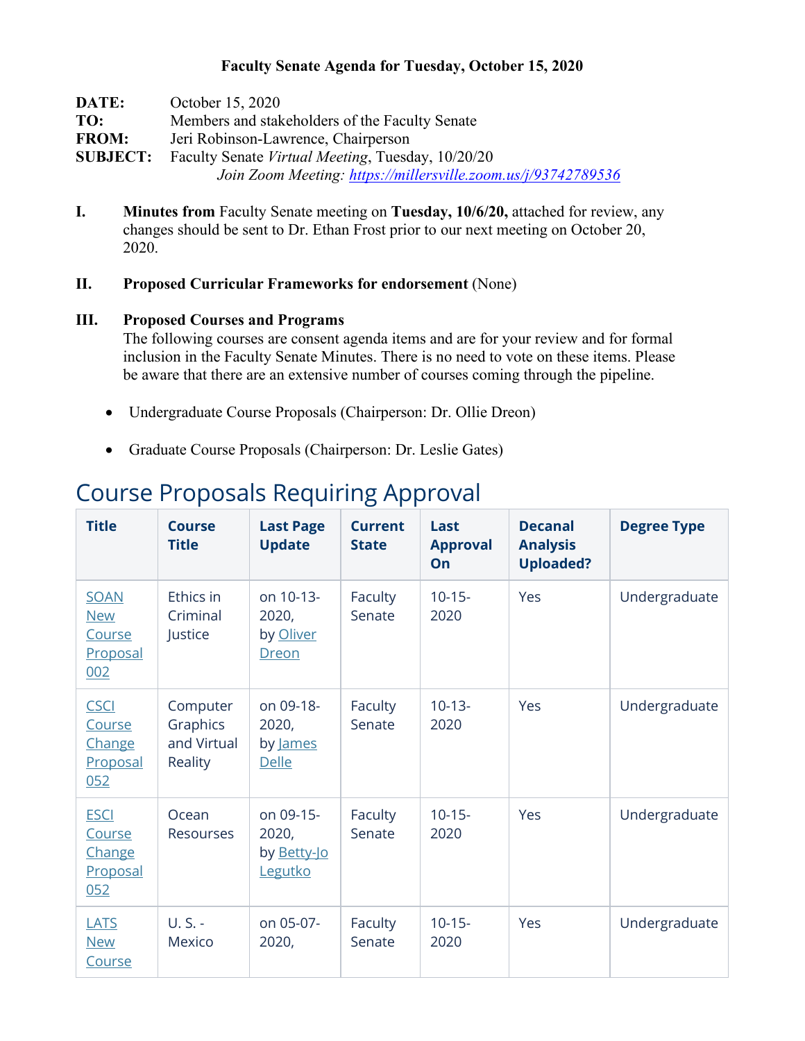**Faculty Senate Agenda for Tuesday, October 15, 2020**

**DATE:** October 15, 2020
**TO:** Members and stakeholders of the Faculty Senate
**FROM:** Jeri Robinson-Lawrence, Chairperson
**SUBJECT:** Faculty Senate *Virtual Meeting*, Tuesday, 10/20/20
*Join Zoom Meeting: https://millersville.zoom.us/j/93742789536*

**I. Minutes from** Faculty Senate meeting on **Tuesday, 10/6/20,** attached for review, any changes should be sent to Dr. Ethan Frost prior to our next meeting on October 20, 2020.

**II. Proposed Curricular Frameworks for endorsement** (None)

**III. Proposed Courses and Programs**
The following courses are consent agenda items and are for your review and for formal inclusion in the Faculty Senate Minutes. There is no need to vote on these items. Please be aware that there are an extensive number of courses coming through the pipeline.

- Undergraduate Course Proposals (Chairperson: Dr. Ollie Dreon)
- Graduate Course Proposals (Chairperson: Dr. Leslie Gates)

# Course Proposals Requiring Approval

| Title | Course Title | Last Page Update | Current State | Last Approval On | Decanal Analysis Uploaded? | Degree Type |
|---|---|---|---|---|---|---|
| SOAN New Course Proposal 002 | Ethics in Criminal Justice | on 10-13-2020, by Oliver Dreon | Faculty Senate | 10-15-2020 | Yes | Undergraduate |
| CSCI Course Change Proposal 052 | Computer Graphics and Virtual Reality | on 09-18-2020, by James Delle | Faculty Senate | 10-13-2020 | Yes | Undergraduate |
| ESCI Course Change Proposal 052 | Ocean Resourses | on 09-15-2020, by Betty-Jo Legutko | Faculty Senate | 10-15-2020 | Yes | Undergraduate |
| LATS New Course | U. S. - Mexico | on 05-07-2020, | Faculty Senate | 10-15-2020 | Yes | Undergraduate |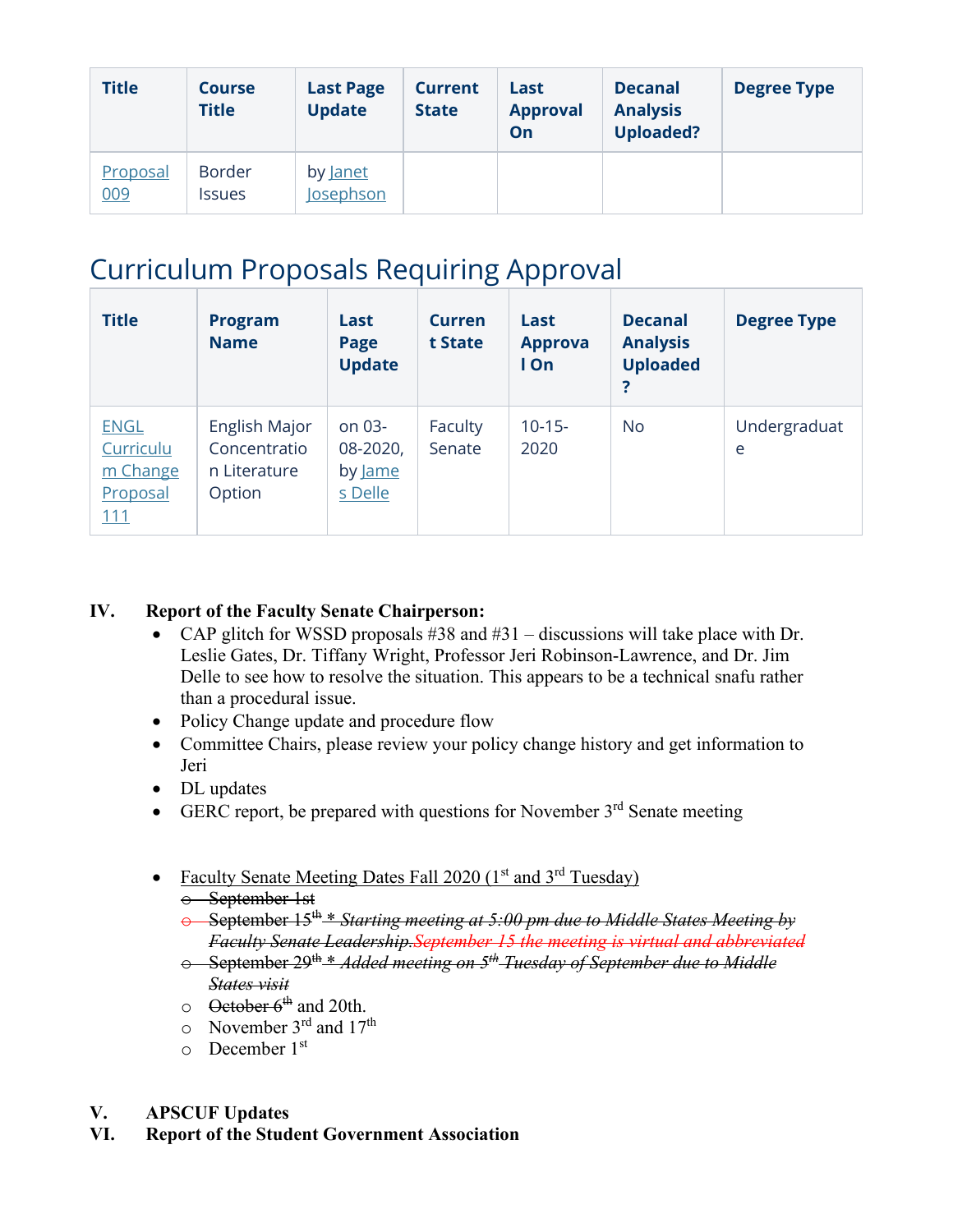| Title | Course Title | Last Page Update | Current State | Last Approval On | Decanal Analysis Uploaded? | Degree Type |
|---|---|---|---|---|---|---|
| Proposal 009 | Border Issues | by Janet Josephson | | | | |

## Curriculum Proposals Requiring Approval

| Title | Program Name | Last Page Update | Current State | Last Approval On | Decanal Analysis Uploaded? | Degree Type |
|---|---|---|---|---|---|---|
| ENGL Curriculum Change Proposal 111 | English Major Concentration Literature Option | on 03-08-2020, by James Delle | Faculty Senate | 10-15-2020 | No | Undergraduate |

**IV. Report of the Faculty Senate Chairperson:**

- CAP glitch for WSSD proposals #38 and #31 – discussions will take place with Dr. Leslie Gates, Dr. Tiffany Wright, Professor Jeri Robinson-Lawrence, and Dr. Jim Delle to see how to resolve the situation. This appears to be a technical snafu rather than a procedural issue.
- Policy Change update and procedure flow
- Committee Chairs, please review your policy change history and get information to Jeri
- DL updates
- GERC report, be prepared with questions for November 3rd Senate meeting

- Faculty Senate Meeting Dates Fall 2020 (1st and 3rd Tuesday)
  - ~~September 1st~~
  - ~~September 15th * *Starting meeting at 5:00 pm due to Middle States Meeting by Faculty Senate Leadership.September 15 the meeting is virtual and abbreviated*~~
  - ~~September 29th * *Added meeting on 5th Tuesday of September due to Middle States visit*~~
  - ~~October 6th~~ and 20th.
  - November 3rd and 17th
  - December 1st

**V. APSCUF Updates**

**VI. Report of the Student Government Association**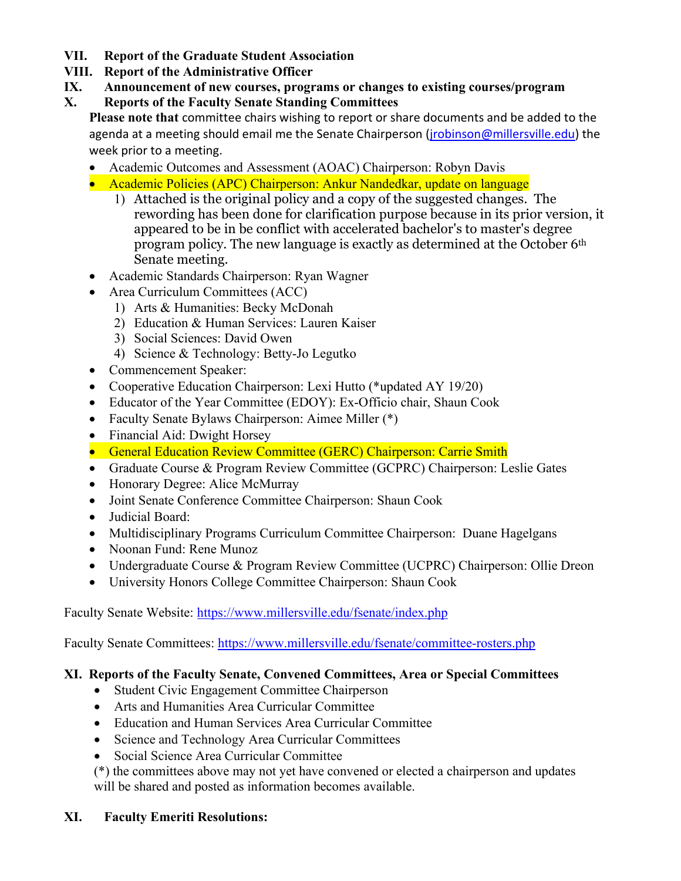**VII. Report of the Graduate Student Association**

**VIII. Report of the Administrative Officer**

**IX. Announcement of new courses, programs or changes to existing courses/program**

**X. Reports of the Faculty Senate Standing Committees**

**Please note that** committee chairs wishing to report or share documents and be added to the agenda at a meeting should email me the Senate Chairperson ([jrobinson@millersville.edu](mailto:jrobinson@millersville.edu)) the week prior to a meeting.

- Academic Outcomes and Assessment (AOAC) Chairperson: Robyn Davis
- Academic Policies (APC) Chairperson: Ankur Nandedkar, update on language
  1) Attached is the original policy and a copy of the suggested changes. The rewording has been done for clarification purpose because in its prior version, it appeared to be in be conflict with accelerated bachelor's to master's degree program policy. The new language is exactly as determined at the October 6th Senate meeting.
- Academic Standards Chairperson: Ryan Wagner
- Area Curriculum Committees (ACC)
  1) Arts & Humanities: Becky McDonah
  2) Education & Human Services: Lauren Kaiser
  3) Social Sciences: David Owen
  4) Science & Technology: Betty-Jo Legutko
- Commencement Speaker:
- Cooperative Education Chairperson: Lexi Hutto (*updated AY 19/20)
- Educator of the Year Committee (EDOY): Ex-Officio chair, Shaun Cook
- Faculty Senate Bylaws Chairperson: Aimee Miller (*)
- Financial Aid: Dwight Horsey
- General Education Review Committee (GERC) Chairperson: Carrie Smith
- Graduate Course & Program Review Committee (GCPRC) Chairperson: Leslie Gates
- Honorary Degree: Alice McMurray
- Joint Senate Conference Committee Chairperson: Shaun Cook
- Judicial Board:
- Multidisciplinary Programs Curriculum Committee Chairperson: Duane Hagelgans
- Noonan Fund: Rene Munoz
- Undergraduate Course & Program Review Committee (UCPRC) Chairperson: Ollie Dreon
- University Honors College Committee Chairperson: Shaun Cook

Faculty Senate Website: [https://www.millersville.edu/fsenate/index.php](https://www.millersville.edu/fsenate/index.php)

Faculty Senate Committees: [https://www.millersville.edu/fsenate/committee-rosters.php](https://www.millersville.edu/fsenate/committee-rosters.php)

**XI. Reports of the Faculty Senate, Convened Committees, Area or Special Committees**

- Student Civic Engagement Committee Chairperson
- Arts and Humanities Area Curricular Committee
- Education and Human Services Area Curricular Committee
- Science and Technology Area Curricular Committees
- Social Science Area Curricular Committee

(*) the committees above may not yet have convened or elected a chairperson and updates will be shared and posted as information becomes available.

**XI. Faculty Emeriti Resolutions:**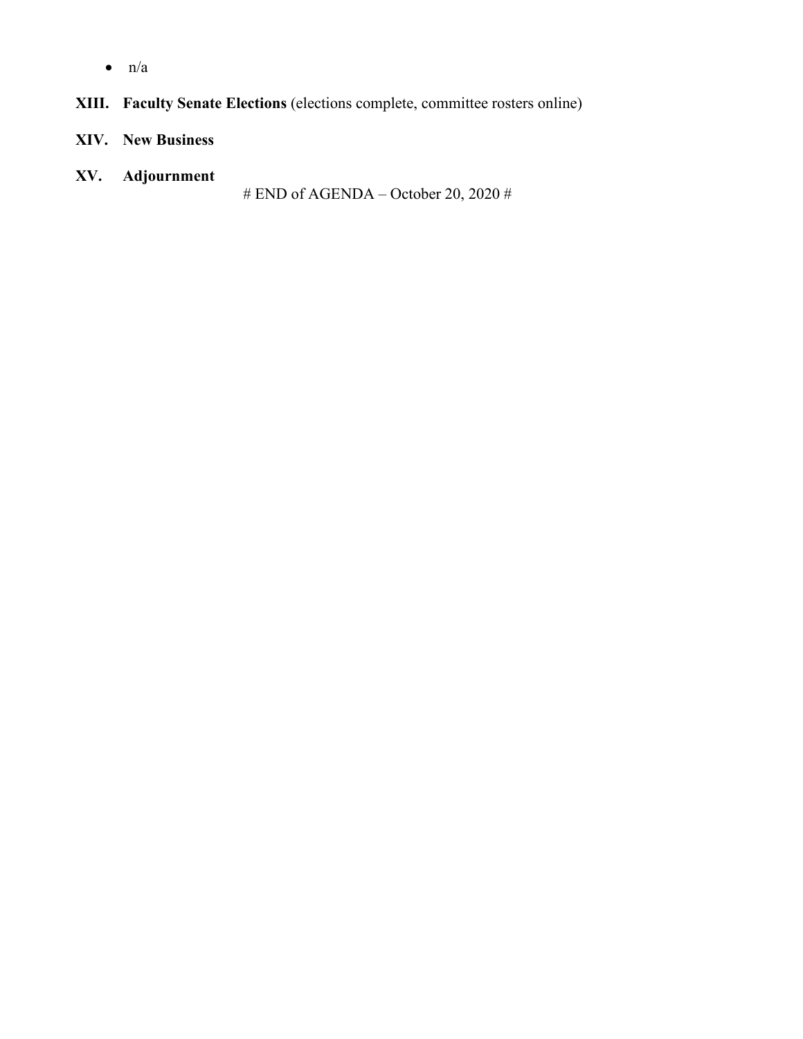- n/a

**XIII. Faculty Senate Elections** (elections complete, committee rosters online)

**XIV. New Business**

**XV. Adjournment**

# END of AGENDA – October 20, 2020 #